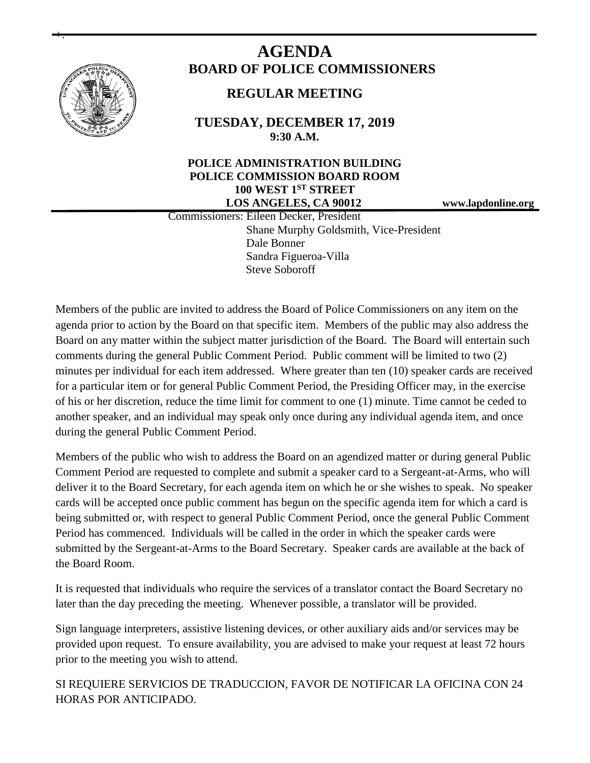# AGENDA

## BOARD OF POLICE COMMISSIONERS

### REGULAR MEETING

**TUESDAY, DECEMBER 17, 2019**
**9:30 A.M.**

**POLICE ADMINISTRATION BUILDING**
**POLICE COMMISSION BOARD ROOM**
**100 WEST 1ST STREET**
**LOS ANGELES, CA 90012**

**www.lapdonline.org**

Commissioners: Eileen Decker, President
Shane Murphy Goldsmith, Vice-President
Dale Bonner
Sandra Figueroa-Villa
Steve Soboroff

Members of the public are invited to address the Board of Police Commissioners on any item on the agenda prior to action by the Board on that specific item. Members of the public may also address the Board on any matter within the subject matter jurisdiction of the Board. The Board will entertain such comments during the general Public Comment Period. Public comment will be limited to two (2) minutes per individual for each item addressed. Where greater than ten (10) speaker cards are received for a particular item or for general Public Comment Period, the Presiding Officer may, in the exercise of his or her discretion, reduce the time limit for comment to one (1) minute. Time cannot be ceded to another speaker, and an individual may speak only once during any individual agenda item, and once during the general Public Comment Period.

Members of the public who wish to address the Board on an agendized matter or during general Public Comment Period are requested to complete and submit a speaker card to a Sergeant-at-Arms, who will deliver it to the Board Secretary, for each agenda item on which he or she wishes to speak. No speaker cards will be accepted once public comment has begun on the specific agenda item for which a card is being submitted or, with respect to general Public Comment Period, once the general Public Comment Period has commenced. Individuals will be called in the order in which the speaker cards were submitted by the Sergeant-at-Arms to the Board Secretary. Speaker cards are available at the back of the Board Room.

It is requested that individuals who require the services of a translator contact the Board Secretary no later than the day preceding the meeting. Whenever possible, a translator will be provided.

Sign language interpreters, assistive listening devices, or other auxiliary aids and/or services may be provided upon request. To ensure availability, you are advised to make your request at least 72 hours prior to the meeting you wish to attend.

SI REQUIERE SERVICIOS DE TRADUCCION, FAVOR DE NOTIFICAR LA OFICINA CON 24 HORAS POR ANTICIPADO.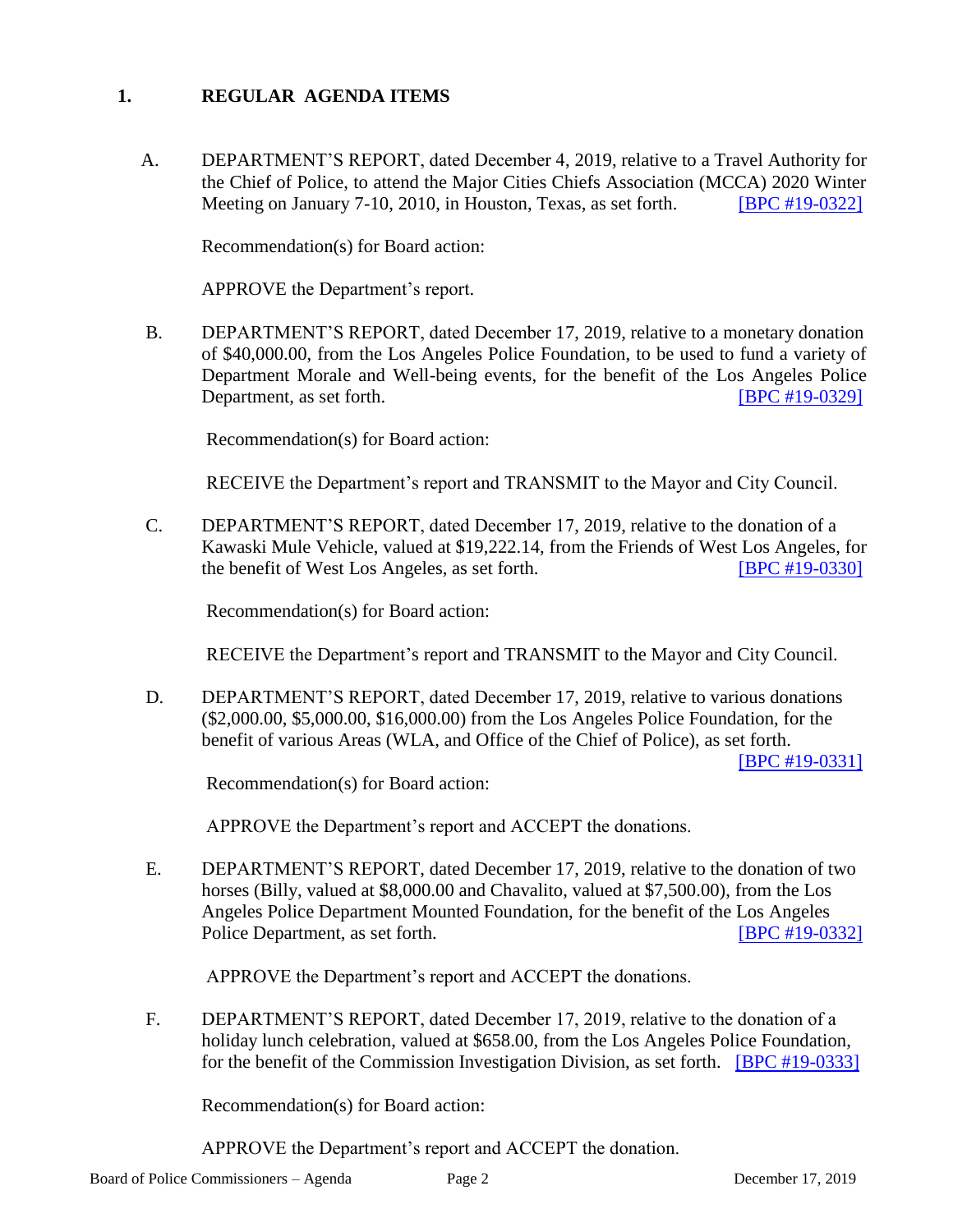## 1. REGULAR AGENDA ITEMS

A. DEPARTMENT'S REPORT, dated December 4, 2019, relative to a Travel Authority for the Chief of Police, to attend the Major Cities Chiefs Association (MCCA) 2020 Winter Meeting on January 7-10, 2010, in Houston, Texas, as set forth. [BPC #19-0322]

Recommendation(s) for Board action:

APPROVE the Department's report.

B. DEPARTMENT'S REPORT, dated December 17, 2019, relative to a monetary donation of $40,000.00, from the Los Angeles Police Foundation, to be used to fund a variety of Department Morale and Well-being events, for the benefit of the Los Angeles Police Department, as set forth. [BPC #19-0329]

Recommendation(s) for Board action:

RECEIVE the Department's report and TRANSMIT to the Mayor and City Council.

C. DEPARTMENT'S REPORT, dated December 17, 2019, relative to the donation of a Kawaski Mule Vehicle, valued at $19,222.14, from the Friends of West Los Angeles, for the benefit of West Los Angeles, as set forth. [BPC #19-0330]

Recommendation(s) for Board action:

RECEIVE the Department's report and TRANSMIT to the Mayor and City Council.

D. DEPARTMENT'S REPORT, dated December 17, 2019, relative to various donations ($2,000.00, $5,000.00, $16,000.00) from the Los Angeles Police Foundation, for the benefit of various Areas (WLA, and Office of the Chief of Police), as set forth. [BPC #19-0331]

Recommendation(s) for Board action:

APPROVE the Department's report and ACCEPT the donations.

E. DEPARTMENT'S REPORT, dated December 17, 2019, relative to the donation of two horses (Billy, valued at $8,000.00 and Chavalito, valued at $7,500.00), from the Los Angeles Police Department Mounted Foundation, for the benefit of the Los Angeles Police Department, as set forth. [BPC #19-0332]

APPROVE the Department's report and ACCEPT the donations.

F. DEPARTMENT'S REPORT, dated December 17, 2019, relative to the donation of a holiday lunch celebration, valued at $658.00, from the Los Angeles Police Foundation, for the benefit of the Commission Investigation Division, as set forth. [BPC #19-0333]

Recommendation(s) for Board action:

APPROVE the Department's report and ACCEPT the donation.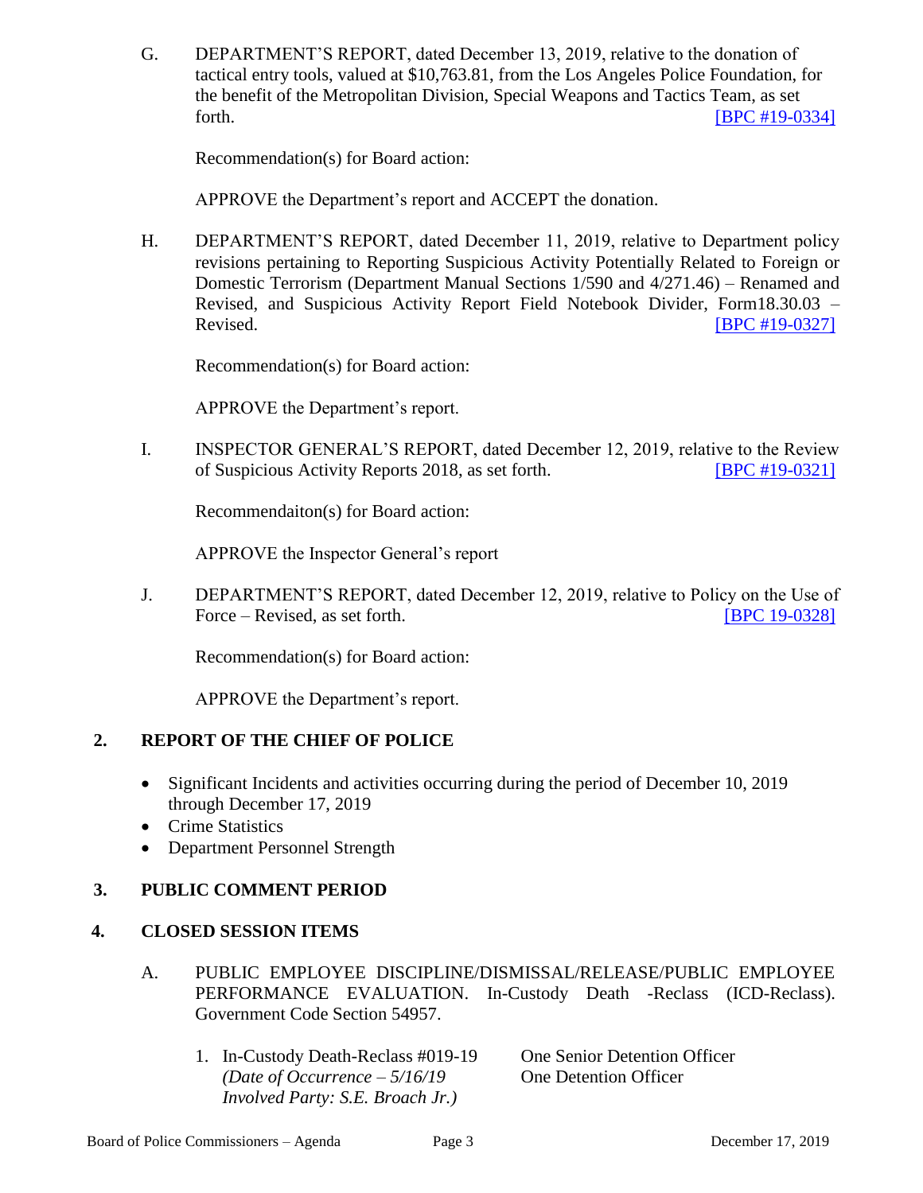G. DEPARTMENT'S REPORT, dated December 13, 2019, relative to the donation of tactical entry tools, valued at $10,763.81, from the Los Angeles Police Foundation, for the benefit of the Metropolitan Division, Special Weapons and Tactics Team, as set forth. [BPC #19-0334]

Recommendation(s) for Board action:

APPROVE the Department's report and ACCEPT the donation.

H. DEPARTMENT'S REPORT, dated December 11, 2019, relative to Department policy revisions pertaining to Reporting Suspicious Activity Potentially Related to Foreign or Domestic Terrorism (Department Manual Sections 1/590 and 4/271.46) – Renamed and Revised, and Suspicious Activity Report Field Notebook Divider, Form18.30.03 – Revised. [BPC #19-0327]

Recommendation(s) for Board action:

APPROVE the Department's report.

I. INSPECTOR GENERAL'S REPORT, dated December 12, 2019, relative to the Review of Suspicious Activity Reports 2018, as set forth. [BPC #19-0321]

Recommendaiton(s) for Board action:

APPROVE the Inspector General's report

J. DEPARTMENT'S REPORT, dated December 12, 2019, relative to Policy on the Use of Force – Revised, as set forth. [BPC 19-0328]

Recommendation(s) for Board action:

APPROVE the Department's report.

## 2. REPORT OF THE CHIEF OF POLICE

- Significant Incidents and activities occurring during the period of December 10, 2019 through December 17, 2019
- Crime Statistics
- Department Personnel Strength

## 3. PUBLIC COMMENT PERIOD

## 4. CLOSED SESSION ITEMS

A. PUBLIC EMPLOYEE DISCIPLINE/DISMISSAL/RELEASE/PUBLIC EMPLOYEE PERFORMANCE EVALUATION. In-Custody Death -Reclass (ICD-Reclass). Government Code Section 54957.

1. In-Custody Death-Reclass #019-19 — One Senior Detention Officer, One Detention Officer
   *(Date of Occurrence – 5/16/19*
   *Involved Party: S.E. Broach Jr.)*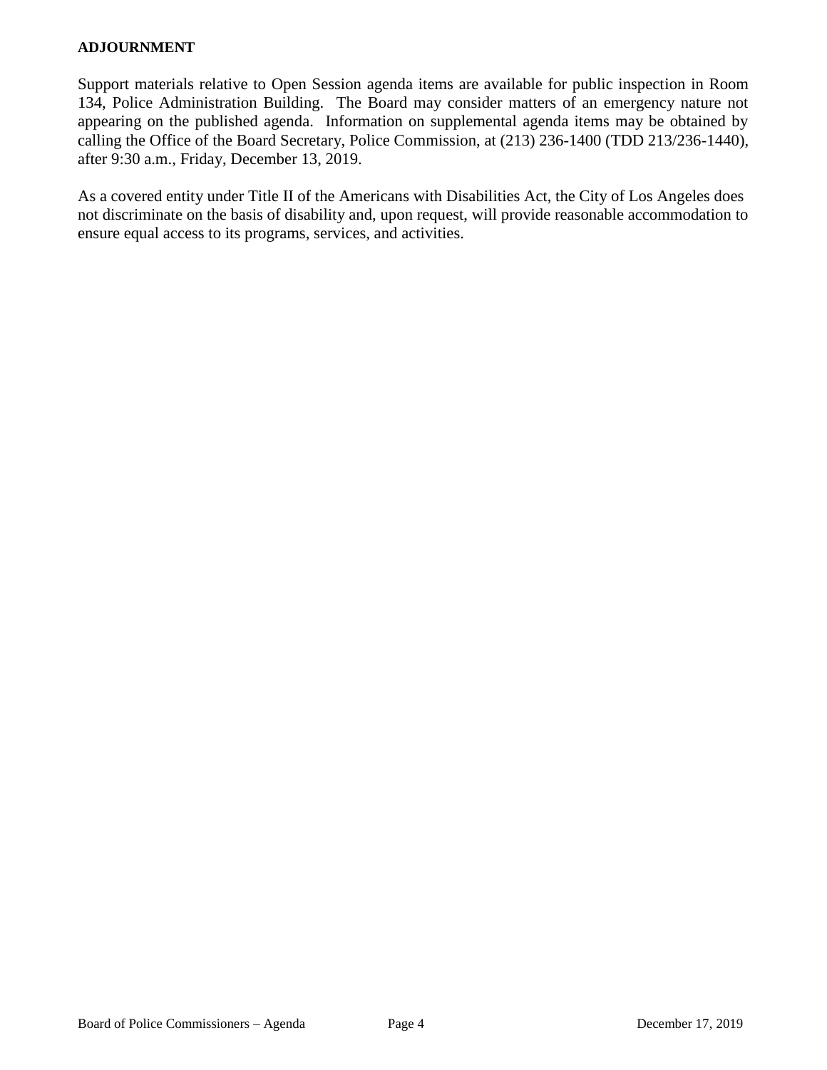**ADJOURNMENT**

Support materials relative to Open Session agenda items are available for public inspection in Room 134, Police Administration Building. The Board may consider matters of an emergency nature not appearing on the published agenda. Information on supplemental agenda items may be obtained by calling the Office of the Board Secretary, Police Commission, at (213) 236-1400 (TDD 213/236-1440), after 9:30 a.m., Friday, December 13, 2019.

As a covered entity under Title II of the Americans with Disabilities Act, the City of Los Angeles does not discriminate on the basis of disability and, upon request, will provide reasonable accommodation to ensure equal access to its programs, services, and activities.